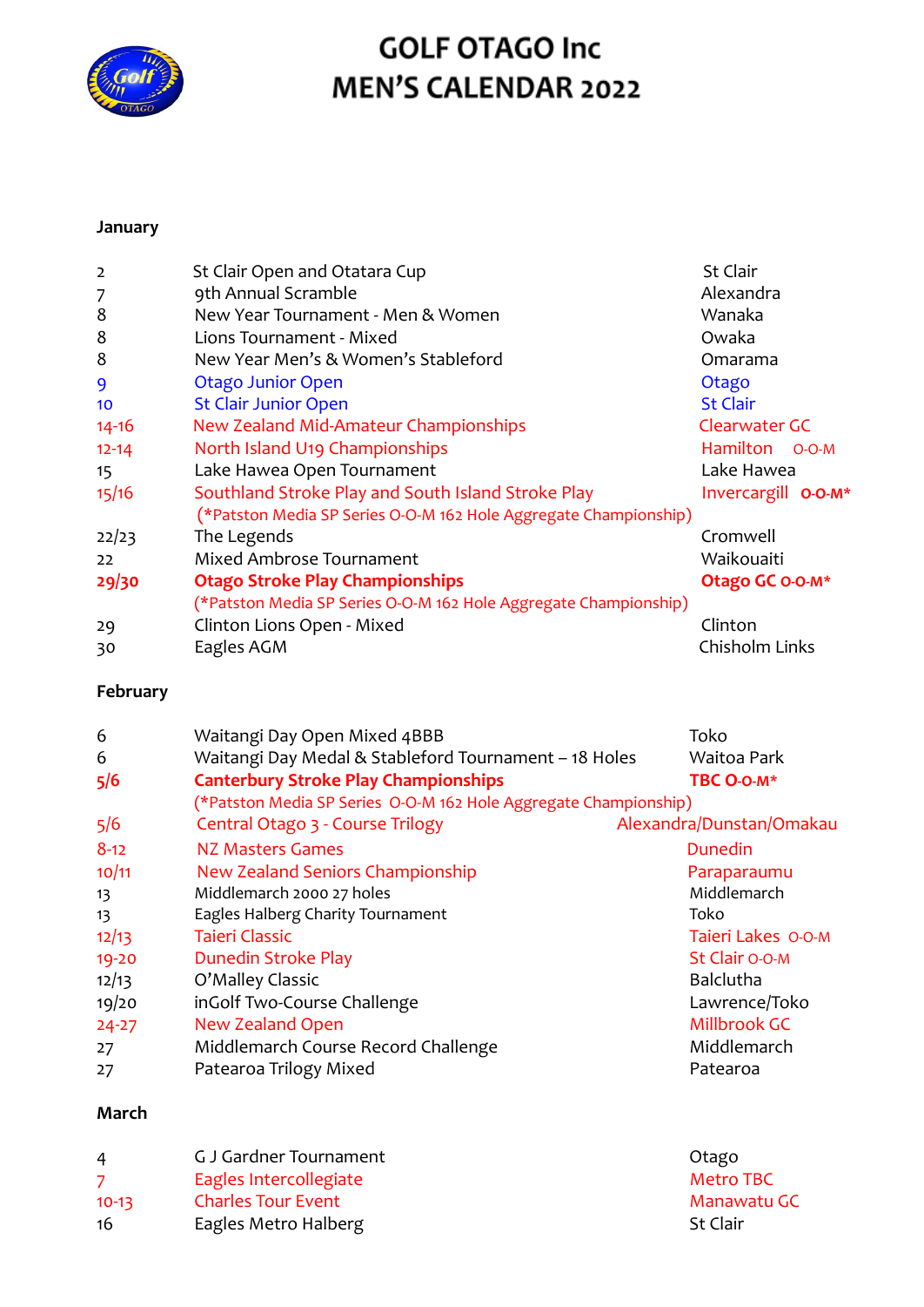# GOLF OTAGO Inc
# MEN'S CALENDAR 2022

## January

| Date | Event | Venue |
|---|---|---|
| 2 | St Clair Open and Otatara Cup | St Clair |
| 7 | 9th Annual Scramble | Alexandra |
| 8 | New Year Tournament - Men & Women | Wanaka |
| 8 | Lions Tournament - Mixed | Owaka |
| 8 | New Year Men's & Women's Stableford | Omarama |
| 9 | Otago Junior Open | Otago |
| 10 | St Clair Junior Open | St Clair |
| 14-16 | New Zealand Mid-Amateur Championships | Clearwater GC |
| 12-14 | North Island U19 Championships | Hamilton O-O-M |
| 15 | Lake Hawea Open Tournament | Lake Hawea |
| 15/16 | Southland Stroke Play and South Island Stroke Play (*Patston Media SP Series O-O-M 162 Hole Aggregate Championship) | Invercargill **O-O-M*** |
| 22/23 | The Legends | Cromwell |
| 22 | Mixed Ambrose Tournament | Waikouaiti |
| **29/30** | **Otago Stroke Play Championships** (*Patston Media SP Series O-O-M 162 Hole Aggregate Championship) | **Otago GC O-O-M*** |
| 29 | Clinton Lions Open - Mixed | Clinton |
| 30 | Eagles AGM | Chisholm Links |

## February

| Date | Event | Venue |
|---|---|---|
| 6 | Waitangi Day Open Mixed 4BBB | Toko |
| 6 | Waitangi Day Medal & Stableford Tournament – 18 Holes | Waitoa Park |
| **5/6** | **Canterbury Stroke Play Championships** (*Patston Media SP Series O-O-M 162 Hole Aggregate Championship) | **TBC O-O-M*** |
| 5/6 | Central Otago 3 - Course Trilogy | Alexandra/Dunstan/Omakau |
| 8-12 | NZ Masters Games | Dunedin |
| 10/11 | New Zealand Seniors Championship | Paraparaumu |
| 13 | Middlemarch 2000 27 holes | Middlemarch |
| 13 | Eagles Halberg Charity Tournament | Toko |
| 12/13 | Taieri Classic | Taieri Lakes O-O-M |
| 19-20 | Dunedin Stroke Play | St Clair O-O-M |
| 12/13 | O'Malley Classic | Balclutha |
| 19/20 | inGolf Two-Course Challenge | Lawrence/Toko |
| 24-27 | New Zealand Open | Millbrook GC |
| 27 | Middlemarch Course Record Challenge | Middlemarch |
| 27 | Patearoa Trilogy Mixed | Patearoa |

## March

| Date | Event | Venue |
|---|---|---|
| 4 | G J Gardner Tournament | Otago |
| 7 | Eagles Intercollegiate | Metro TBC |
| 10-13 | Charles Tour Event | Manawatu GC |
| 16 | Eagles Metro Halberg | St Clair |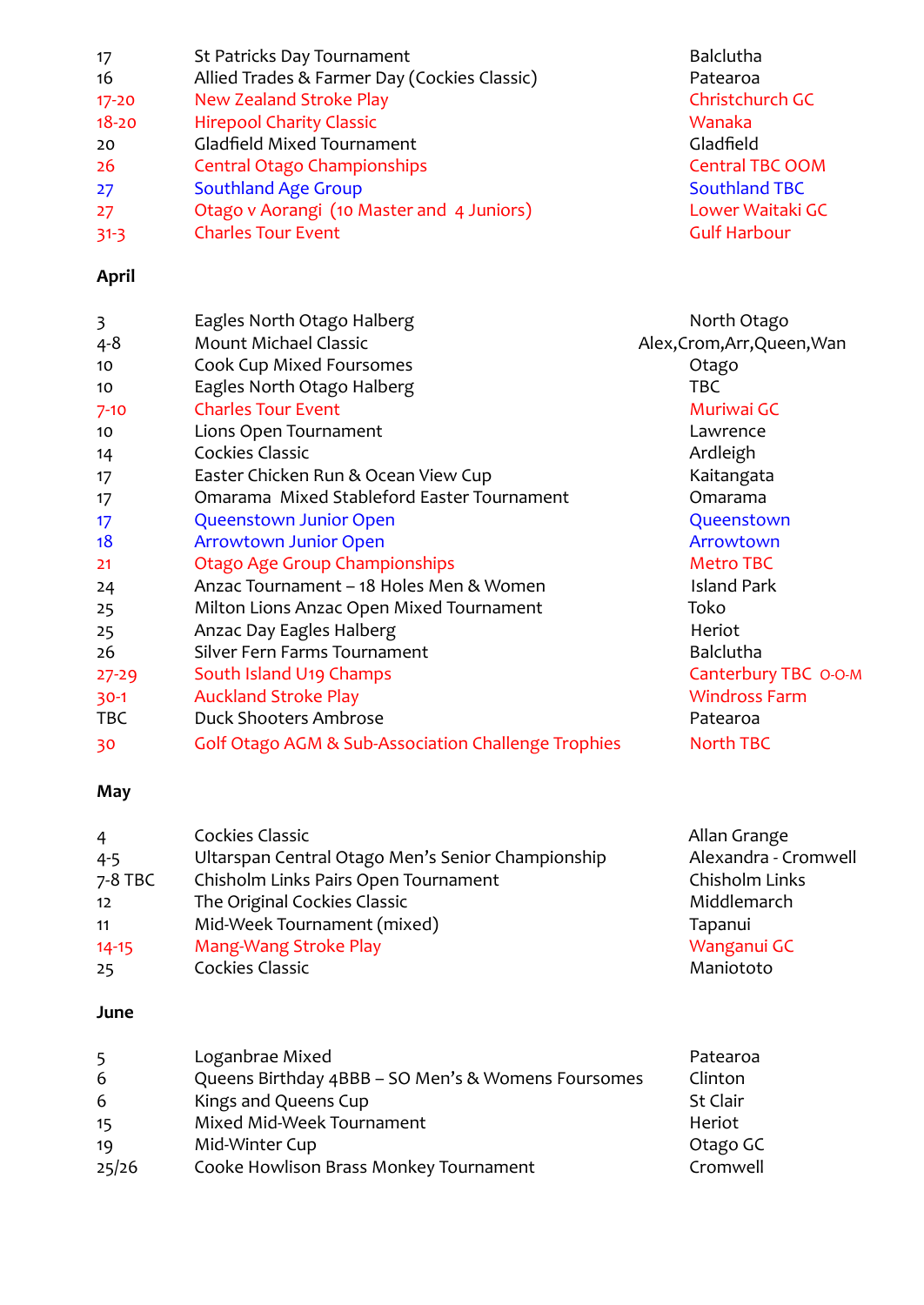| | | |
|---|---|---|
| 17 | St Patricks Day Tournament | Balclutha |
| 16 | Allied Trades & Farmer Day (Cockies Classic) | Patearoa |
| 17-20 | New Zealand Stroke Play | Christchurch GC |
| 18-20 | Hirepool Charity Classic | Wanaka |
| 20 | Gladfield Mixed Tournament | Gladfield |
| 26 | Central Otago Championships | Central TBC OOM |
| 27 | Southland Age Group | Southland TBC |
| 27 | Otago v Aorangi (10 Master and 4 Juniors) | Lower Waitaki GC |
| 31-3 | Charles Tour Event | Gulf Harbour |

**April**

| | | |
|---|---|---|
| 3 | Eagles North Otago Halberg | North Otago |
| 4-8 | Mount Michael Classic | Alex,Crom,Arr,Queen,Wan |
| 10 | Cook Cup Mixed Foursomes | Otago |
| 10 | Eagles North Otago Halberg | TBC |
| 7-10 | Charles Tour Event | Muriwai GC |
| 10 | Lions Open Tournament | Lawrence |
| 14 | Cockies Classic | Ardleigh |
| 17 | Easter Chicken Run & Ocean View Cup | Kaitangata |
| 17 | Omarama Mixed Stableford Easter Tournament | Omarama |
| 17 | Queenstown Junior Open | Queenstown |
| 18 | Arrowtown Junior Open | Arrowtown |
| 21 | Otago Age Group Championships | Metro TBC |
| 24 | Anzac Tournament – 18 Holes Men & Women | Island Park |
| 25 | Milton Lions Anzac Open Mixed Tournament | Toko |
| 25 | Anzac Day Eagles Halberg | Heriot |
| 26 | Silver Fern Farms Tournament | Balclutha |
| 27-29 | South Island U19 Champs | Canterbury TBC O-O-M |
| 30-1 | Auckland Stroke Play | Windross Farm |
| TBC | Duck Shooters Ambrose | Patearoa |
| 30 | Golf Otago AGM & Sub-Association Challenge Trophies | North TBC |

**May**

| | | |
|---|---|---|
| 4 | Cockies Classic | Allan Grange |
| 4-5 | Ultarspan Central Otago Men's Senior Championship | Alexandra - Cromwell |
| 7-8 TBC | Chisholm Links Pairs Open Tournament | Chisholm Links |
| 12 | The Original Cockies Classic | Middlemarch |
| 11 | Mid-Week Tournament (mixed) | Tapanui |
| 14-15 | Mang-Wang Stroke Play | Wanganui GC |
| 25 | Cockies Classic | Maniototo |

**June**

| | | |
|---|---|---|
| 5 | Loganbrae Mixed | Patearoa |
| 6 | Queens Birthday 4BBB – SO Men's & Womens Foursomes | Clinton |
| 6 | Kings and Queens Cup | St Clair |
| 15 | Mixed Mid-Week Tournament | Heriot |
| 19 | Mid-Winter Cup | Otago GC |
| 25/26 | Cooke Howlison Brass Monkey Tournament | Cromwell |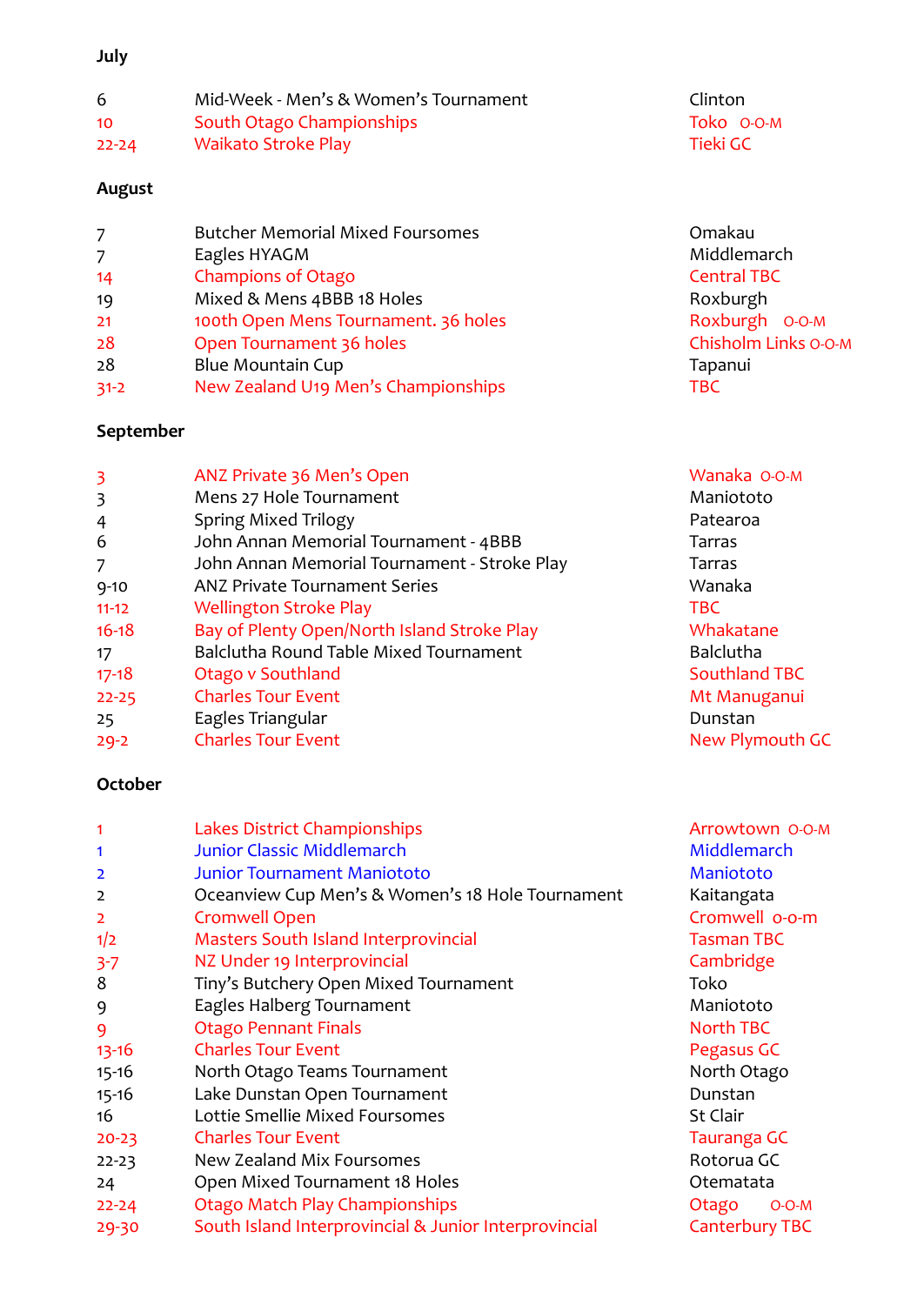**July**

| | | |
|---|---|---|
| 6 | Mid-Week - Men's & Women's Tournament | Clinton |
| 10 | South Otago Championships | Toko O-O-M |
| 22-24 | Waikato Stroke Play | Tieki GC |

**August**

| | | |
|---|---|---|
| 7 | Butcher Memorial Mixed Foursomes | Omakau |
| 7 | Eagles HYAGM | Middlemarch |
| 14 | Champions of Otago | Central TBC |
| 19 | Mixed & Mens 4BBB 18 Holes | Roxburgh |
| 21 | 100th Open Mens Tournament. 36 holes | Roxburgh O-O-M |
| 28 | Open Tournament 36 holes | Chisholm Links O-O-M |
| 28 | Blue Mountain Cup | Tapanui |
| 31-2 | New Zealand U19 Men's Championships | TBC |

**September**

| | | |
|---|---|---|
| 3 | ANZ Private 36 Men's Open | Wanaka O-O-M |
| 3 | Mens 27 Hole Tournament | Maniototo |
| 4 | Spring Mixed Trilogy | Patearoa |
| 6 | John Annan Memorial Tournament - 4BBB | Tarras |
| 7 | John Annan Memorial Tournament - Stroke Play | Tarras |
| 9-10 | ANZ Private Tournament Series | Wanaka |
| 11-12 | Wellington Stroke Play | TBC |
| 16-18 | Bay of Plenty Open/North Island Stroke Play | Whakatane |
| 17 | Balclutha Round Table Mixed Tournament | Balclutha |
| 17-18 | Otago v Southland | Southland TBC |
| 22-25 | Charles Tour Event | Mt Manuganui |
| 25 | Eagles Triangular | Dunstan |
| 29-2 | Charles Tour Event | New Plymouth GC |

**October**

| | | |
|---|---|---|
| 1 | Lakes District Championships | Arrowtown O-O-M |
| 1 | Junior Classic Middlemarch | Middlemarch |
| 2 | Junior Tournament Maniototo | Maniototo |
| 2 | Oceanview Cup Men's & Women's 18 Hole Tournament | Kaitangata |
| 2 | Cromwell Open | Cromwell o-o-m |
| 1/2 | Masters South Island Interprovincial | Tasman TBC |
| 3-7 | NZ Under 19 Interprovincial | Cambridge |
| 8 | Tiny's Butchery Open Mixed Tournament | Toko |
| 9 | Eagles Halberg Tournament | Maniototo |
| 9 | Otago Pennant Finals | North TBC |
| 13-16 | Charles Tour Event | Pegasus GC |
| 15-16 | North Otago Teams Tournament | North Otago |
| 15-16 | Lake Dunstan Open Tournament | Dunstan |
| 16 | Lottie Smellie Mixed Foursomes | St Clair |
| 20-23 | Charles Tour Event | Tauranga GC |
| 22-23 | New Zealand Mix Foursomes | Rotorua GC |
| 24 | Open Mixed Tournament 18 Holes | Otematata |
| 22-24 | Otago Match Play Championships | Otago O-O-M |
| 29-30 | South Island Interprovincial & Junior Interprovincial | Canterbury TBC |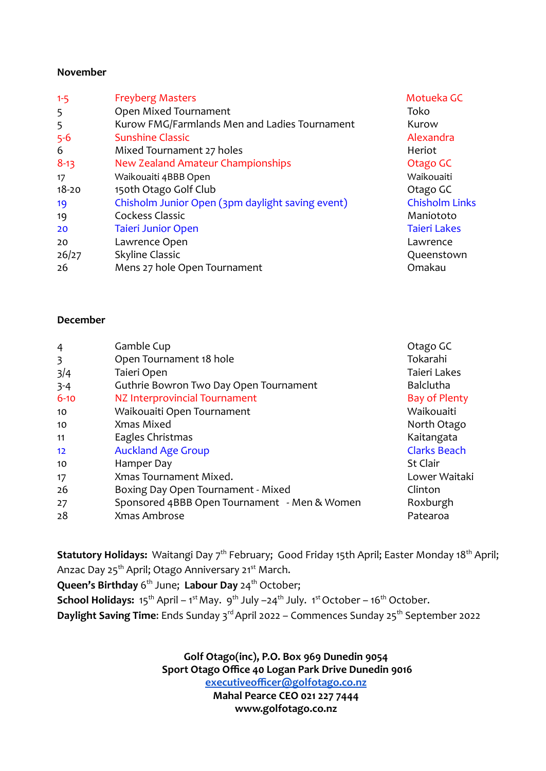**November**

| | | |
|---|---|---|
| 1-5 | Freyberg Masters | Motueka GC |
| 5 | Open Mixed Tournament | Toko |
| 5 | Kurow FMG/Farmlands Men and Ladies Tournament | Kurow |
| 5-6 | Sunshine Classic | Alexandra |
| 6 | Mixed Tournament 27 holes | Heriot |
| 8-13 | New Zealand Amateur Championships | Otago GC |
| 17 | Waikouaiti 4BBB Open | Waikouaiti |
| 18-20 | 150th Otago Golf Club | Otago GC |
| 19 | Chisholm Junior Open (3pm daylight saving event) | Chisholm Links |
| 19 | Cockess Classic | Maniototo |
| 20 | Taieri Junior Open | Taieri Lakes |
| 20 | Lawrence Open | Lawrence |
| 26/27 | Skyline Classic | Queenstown |
| 26 | Mens 27 hole Open Tournament | Omakau |

**December**

| | | |
|---|---|---|
| 4 | Gamble Cup | Otago GC |
| 3 | Open Tournament 18 hole | Tokarahi |
| 3/4 | Taieri Open | Taieri Lakes |
| 3-4 | Guthrie Bowron Two Day Open Tournament | Balclutha |
| 6-10 | NZ Interprovincial Tournament | Bay of Plenty |
| 10 | Waikouaiti Open Tournament | Waikouaiti |
| 10 | Xmas Mixed | North Otago |
| 11 | Eagles Christmas | Kaitangata |
| 12 | Auckland Age Group | Clarks Beach |
| 10 | Hamper Day | St Clair |
| 17 | Xmas Tournament Mixed. | Lower Waitaki |
| 26 | Boxing Day Open Tournament - Mixed | Clinton |
| 27 | Sponsored 4BBB Open Tournament - Men & Women | Roxburgh |
| 28 | Xmas Ambrose | Patearoa |

**Statutory Holidays:** Waitangi Day 7th February; Good Friday 15th April; Easter Monday 18th April; Anzac Day 25th April; Otago Anniversary 21st March.
**Queen's Birthday** 6th June; **Labour Day** 24th October;
**School Holidays:** 15th April – 1st May. 9th July –24th July. 1st October – 16th October.
**Daylight Saving Time**: Ends Sunday 3rd April 2022 – Commences Sunday 25th September 2022

**Golf Otago(inc), P.O. Box 969 Dunedin 9054**
**Sport Otago Office 40 Logan Park Drive Dunedin 9016**
**executiveofficer@golfotago.co.nz**
**Mahal Pearce CEO 021 227 7444**
**www.golfotago.co.nz**